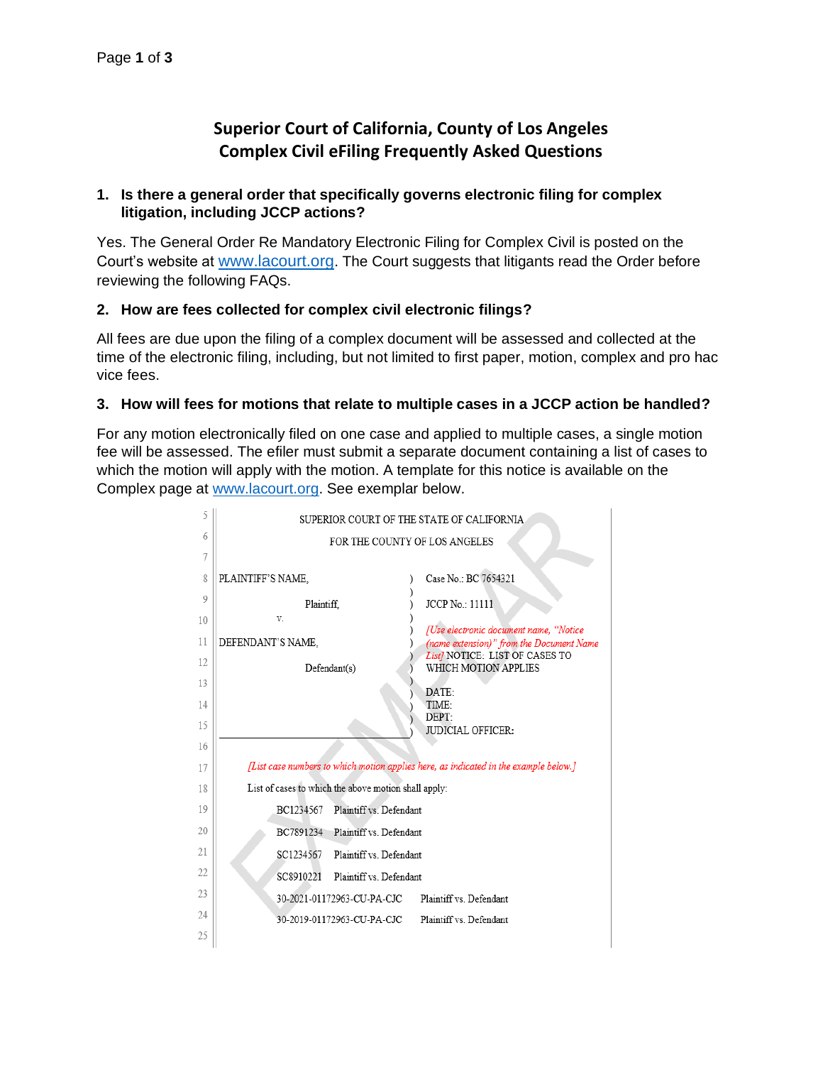# Superior Court of California, County of Los Angeles
# Complex Civil eFiling Frequently Asked Questions

### 1. Is there a general order that specifically governs electronic filing for complex litigation, including JCCP actions?

Yes. The General Order Re Mandatory Electronic Filing for Complex Civil is posted on the Court's website at www.lacourt.org. The Court suggests that litigants read the Order before reviewing the following FAQs.

### 2. How are fees collected for complex civil electronic filings?

All fees are due upon the filing of a complex document will be assessed and collected at the time of the electronic filing, including, but not limited to first paper, motion, complex and pro hac vice fees.

### 3. How will fees for motions that relate to multiple cases in a JCCP action be handled?

For any motion electronically filed on one case and applied to multiple cases, a single motion fee will be assessed. The efiler must submit a separate document containing a list of cases to which the motion will apply with the motion. A template for this notice is available on the Complex page at www.lacourt.org. See exemplar below.

---

SUPERIOR COURT OF THE STATE OF CALIFORNIA

FOR THE COUNTY OF LOS ANGELES

| | |
|---|---|
| PLAINTIFF'S NAME, | Case No.: BC 7654321 |
| Plaintiff, | JCCP No.: 11111 |
| v. | |
| DEFENDANT'S NAME, | *[Use electronic document name, "Notice (name extension)" from the Document Name List]* NOTICE: LIST OF CASES TO WHICH MOTION APPLIES |
| Defendant(s) | |
| | DATE: |
| | TIME: |
| | DEPT: |
| | JUDICIAL OFFICER: |

*[List case numbers to which motion applies here, as indicated in the example below.]*

List of cases to which the above motion shall apply:

BC1234567 Plaintiff vs. Defendant

BC7891234 Plaintiff vs. Defendant

SC1234567 Plaintiff vs. Defendant

SC8910221 Plaintiff vs. Defendant

30-2021-01172963-CU-PA-CJC Plaintiff vs. Defendant

30-2019-01172963-CU-PA-CJC Plaintiff vs. Defendant

EXEMPLAR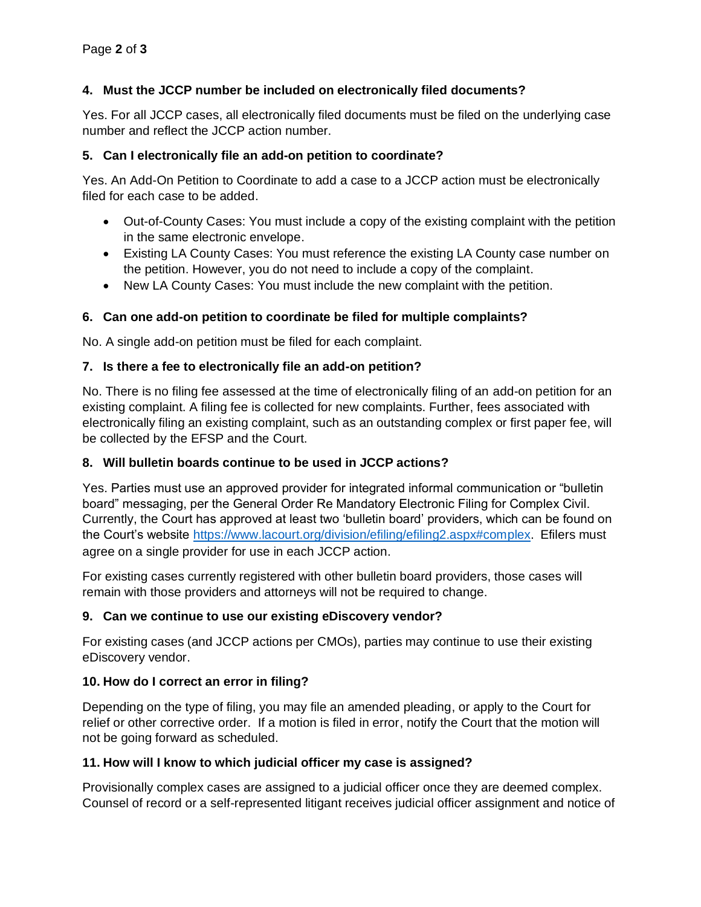### 4. Must the JCCP number be included on electronically filed documents?

Yes. For all JCCP cases, all electronically filed documents must be filed on the underlying case number and reflect the JCCP action number.

### 5. Can I electronically file an add-on petition to coordinate?

Yes. An Add-On Petition to Coordinate to add a case to a JCCP action must be electronically filed for each case to be added.

- Out-of-County Cases: You must include a copy of the existing complaint with the petition in the same electronic envelope.
- Existing LA County Cases: You must reference the existing LA County case number on the petition. However, you do not need to include a copy of the complaint.
- New LA County Cases: You must include the new complaint with the petition.

### 6. Can one add-on petition to coordinate be filed for multiple complaints?

No. A single add-on petition must be filed for each complaint.

### 7. Is there a fee to electronically file an add-on petition?

No. There is no filing fee assessed at the time of electronically filing of an add-on petition for an existing complaint. A filing fee is collected for new complaints. Further, fees associated with electronically filing an existing complaint, such as an outstanding complex or first paper fee, will be collected by the EFSP and the Court.

### 8. Will bulletin boards continue to be used in JCCP actions?

Yes. Parties must use an approved provider for integrated informal communication or "bulletin board" messaging, per the General Order Re Mandatory Electronic Filing for Complex Civil. Currently, the Court has approved at least two 'bulletin board' providers, which can be found on the Court's website [https://www.lacourt.org/division/efiling/efiling2.aspx#complex](https://www.lacourt.org/division/efiling/efiling2.aspx#complex). Efilers must agree on a single provider for use in each JCCP action.

For existing cases currently registered with other bulletin board providers, those cases will remain with those providers and attorneys will not be required to change.

### 9. Can we continue to use our existing eDiscovery vendor?

For existing cases (and JCCP actions per CMOs), parties may continue to use their existing eDiscovery vendor.

### 10. How do I correct an error in filing?

Depending on the type of filing, you may file an amended pleading, or apply to the Court for relief or other corrective order. If a motion is filed in error, notify the Court that the motion will not be going forward as scheduled.

### 11. How will I know to which judicial officer my case is assigned?

Provisionally complex cases are assigned to a judicial officer once they are deemed complex. Counsel of record or a self-represented litigant receives judicial officer assignment and notice of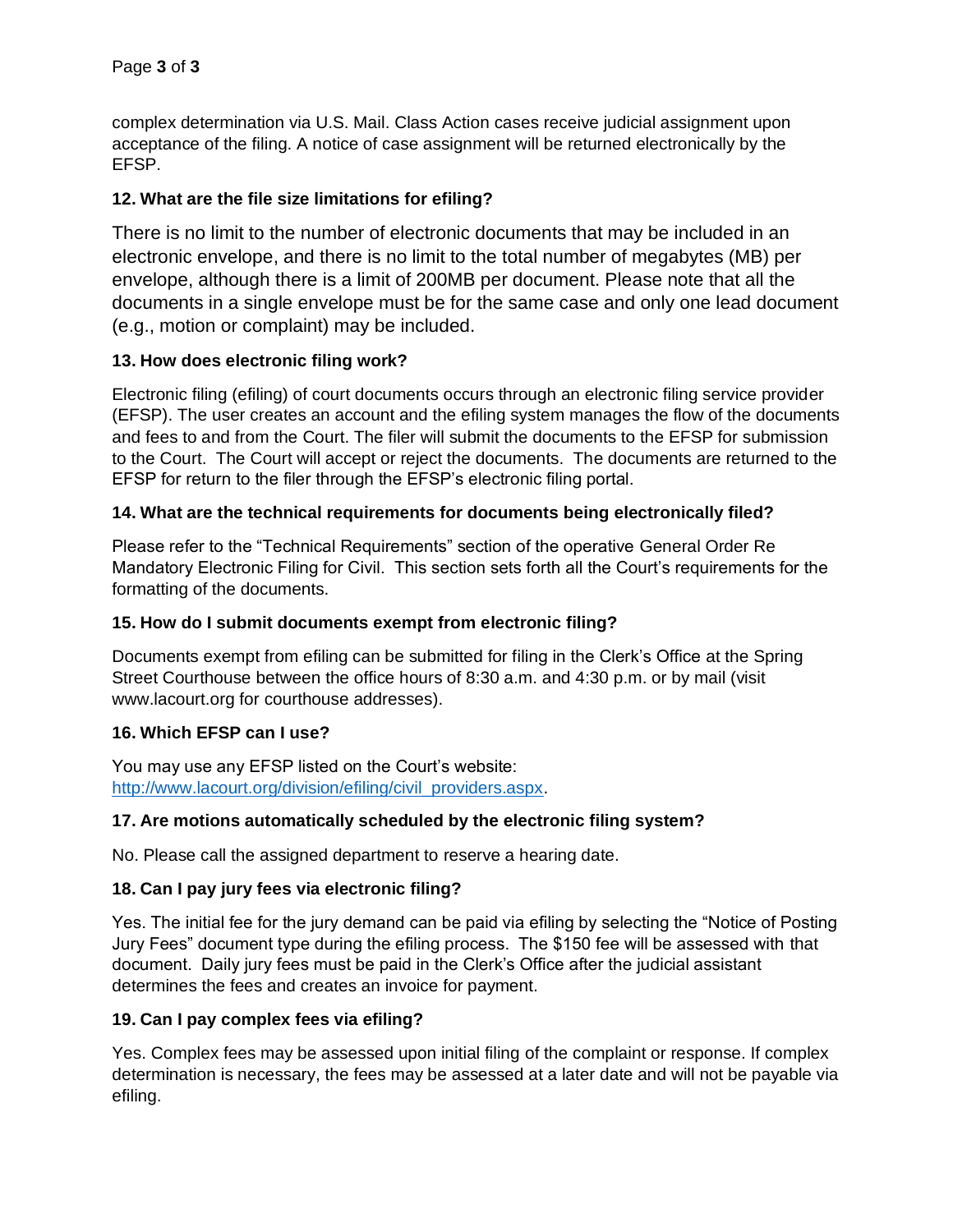complex determination via U.S. Mail. Class Action cases receive judicial assignment upon acceptance of the filing. A notice of case assignment will be returned electronically by the EFSP.

**12. What are the file size limitations for efiling?**

There is no limit to the number of electronic documents that may be included in an electronic envelope, and there is no limit to the total number of megabytes (MB) per envelope, although there is a limit of 200MB per document. Please note that all the documents in a single envelope must be for the same case and only one lead document (e.g., motion or complaint) may be included.

**13. How does electronic filing work?**

Electronic filing (efiling) of court documents occurs through an electronic filing service provider (EFSP). The user creates an account and the efiling system manages the flow of the documents and fees to and from the Court. The filer will submit the documents to the EFSP for submission to the Court. The Court will accept or reject the documents. The documents are returned to the EFSP for return to the filer through the EFSP's electronic filing portal.

**14. What are the technical requirements for documents being electronically filed?**

Please refer to the "Technical Requirements" section of the operative General Order Re Mandatory Electronic Filing for Civil. This section sets forth all the Court's requirements for the formatting of the documents.

**15. How do I submit documents exempt from electronic filing?**

Documents exempt from efiling can be submitted for filing in the Clerk's Office at the Spring Street Courthouse between the office hours of 8:30 a.m. and 4:30 p.m. or by mail (visit www.lacourt.org for courthouse addresses).

**16. Which EFSP can I use?**

You may use any EFSP listed on the Court's website: [http://www.lacourt.org/division/efiling/civil_providers.aspx](http://www.lacourt.org/division/efiling/civil_providers.aspx).

**17. Are motions automatically scheduled by the electronic filing system?**

No. Please call the assigned department to reserve a hearing date.

**18. Can I pay jury fees via electronic filing?**

Yes. The initial fee for the jury demand can be paid via efiling by selecting the "Notice of Posting Jury Fees" document type during the efiling process. The $150 fee will be assessed with that document. Daily jury fees must be paid in the Clerk's Office after the judicial assistant determines the fees and creates an invoice for payment.

**19. Can I pay complex fees via efiling?**

Yes. Complex fees may be assessed upon initial filing of the complaint or response. If complex determination is necessary, the fees may be assessed at a later date and will not be payable via efiling.